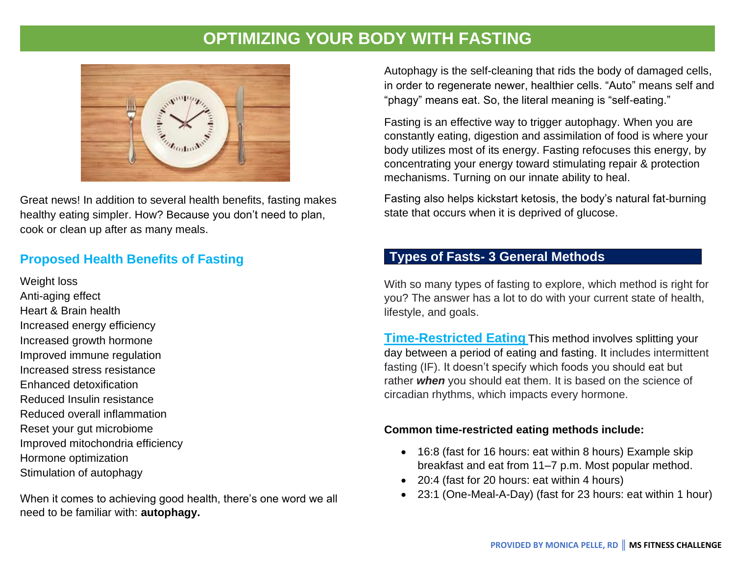# OPTIMIZING YOUR BODY WITH FASTING

Great news! In addition to several health benefits, fasting makes healthy eating simpler. How? Because you don't need to plan, cook or clean up after as many meals.

## Proposed Health Benefits of Fasting

Weight loss
Anti-aging effect
Heart & Brain health
Increased energy efficiency
Increased growth hormone
Improved immune regulation
Increased stress resistance
Enhanced detoxification
Reduced Insulin resistance
Reduced overall inflammation
Reset your gut microbiome
Improved mitochondria efficiency
Hormone optimization
Stimulation of autophagy

When it comes to achieving good health, there's one word we all need to be familiar with: **autophagy.**

Autophagy is the self-cleaning that rids the body of damaged cells, in order to regenerate newer, healthier cells. "Auto" means self and "phagy" means eat. So, the literal meaning is "self-eating."

Fasting is an effective way to trigger autophagy. When you are constantly eating, digestion and assimilation of food is where your body utilizes most of its energy. Fasting refocuses this energy, by concentrating your energy toward stimulating repair & protection mechanisms. Turning on our innate ability to heal.

Fasting also helps kickstart ketosis, the body's natural fat-burning state that occurs when it is deprived of glucose.

## Types of Fasts- 3 General Methods

With so many types of fasting to explore, which method is right for you? The answer has a lot to do with your current state of health, lifestyle, and goals.

**Time-Restricted Eating** This method involves splitting your day between a period of eating and fasting. It includes intermittent fasting (IF). It doesn't specify which foods you should eat but rather ***when*** you should eat them. It is based on the science of circadian rhythms, which impacts every hormone.

**Common time-restricted eating methods include:**

- 16:8 (fast for 16 hours: eat within 8 hours) Example skip breakfast and eat from 11–7 p.m. Most popular method.
- 20:4 (fast for 20 hours: eat within 4 hours)
- 23:1 (One-Meal-A-Day) (fast for 23 hours: eat within 1 hour)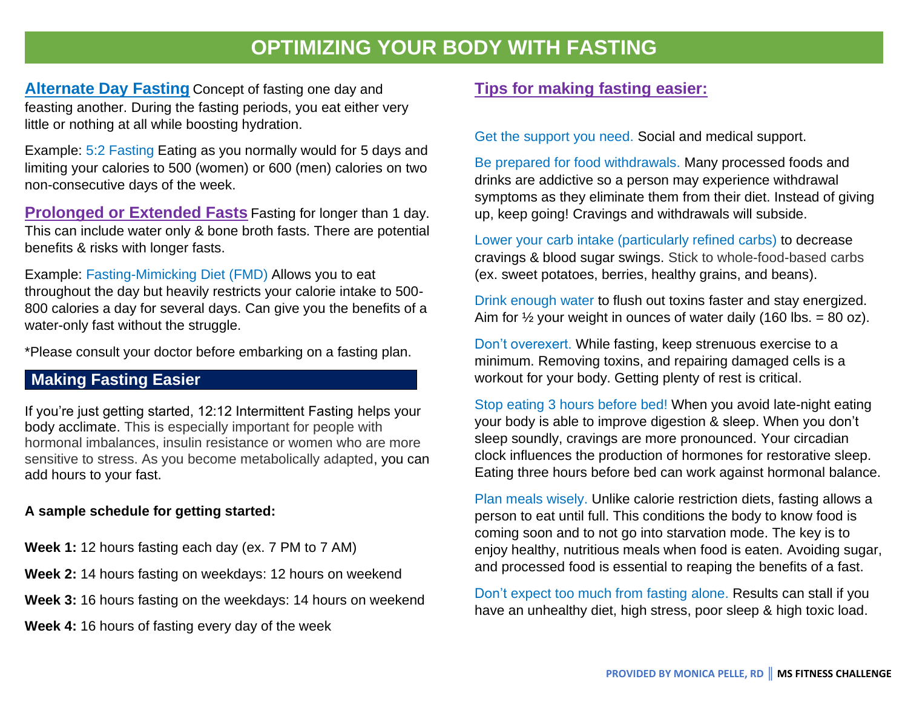# OPTIMIZING YOUR BODY WITH FASTING

**Alternate Day Fasting** Concept of fasting one day and feasting another. During the fasting periods, you eat either very little or nothing at all while boosting hydration.

Example: 5:2 Fasting Eating as you normally would for 5 days and limiting your calories to 500 (women) or 600 (men) calories on two non-consecutive days of the week.

**Prolonged or Extended Fasts** Fasting for longer than 1 day. This can include water only & bone broth fasts. There are potential benefits & risks with longer fasts.

Example: Fasting-Mimicking Diet (FMD) Allows you to eat throughout the day but heavily restricts your calorie intake to 500-800 calories a day for several days. Can give you the benefits of a water-only fast without the struggle.

*Please consult your doctor before embarking on a fasting plan.

## Making Fasting Easier

If you're just getting started, 12:12 Intermittent Fasting helps your body acclimate. This is especially important for people with hormonal imbalances, insulin resistance or women who are more sensitive to stress. As you become metabolically adapted, you can add hours to your fast.

**A sample schedule for getting started:**

**Week 1:** 12 hours fasting each day (ex. 7 PM to 7 AM)

**Week 2:** 14 hours fasting on weekdays: 12 hours on weekend

**Week 3:** 16 hours fasting on the weekdays: 14 hours on weekend

**Week 4:** 16 hours of fasting every day of the week

## Tips for making fasting easier:

Get the support you need. Social and medical support.

Be prepared for food withdrawals. Many processed foods and drinks are addictive so a person may experience withdrawal symptoms as they eliminate them from their diet. Instead of giving up, keep going! Cravings and withdrawals will subside.

Lower your carb intake (particularly refined carbs) to decrease cravings & blood sugar swings. Stick to whole-food-based carbs (ex. sweet potatoes, berries, healthy grains, and beans).

Drink enough water to flush out toxins faster and stay energized. Aim for ½ your weight in ounces of water daily (160 lbs. = 80 oz).

Don't overexert. While fasting, keep strenuous exercise to a minimum. Removing toxins, and repairing damaged cells is a workout for your body. Getting plenty of rest is critical.

Stop eating 3 hours before bed! When you avoid late-night eating your body is able to improve digestion & sleep. When you don't sleep soundly, cravings are more pronounced. Your circadian clock influences the production of hormones for restorative sleep. Eating three hours before bed can work against hormonal balance.

Plan meals wisely. Unlike calorie restriction diets, fasting allows a person to eat until full. This conditions the body to know food is coming soon and to not go into starvation mode. The key is to enjoy healthy, nutritious meals when food is eaten. Avoiding sugar, and processed food is essential to reaping the benefits of a fast.

Don't expect too much from fasting alone. Results can stall if you have an unhealthy diet, high stress, poor sleep & high toxic load.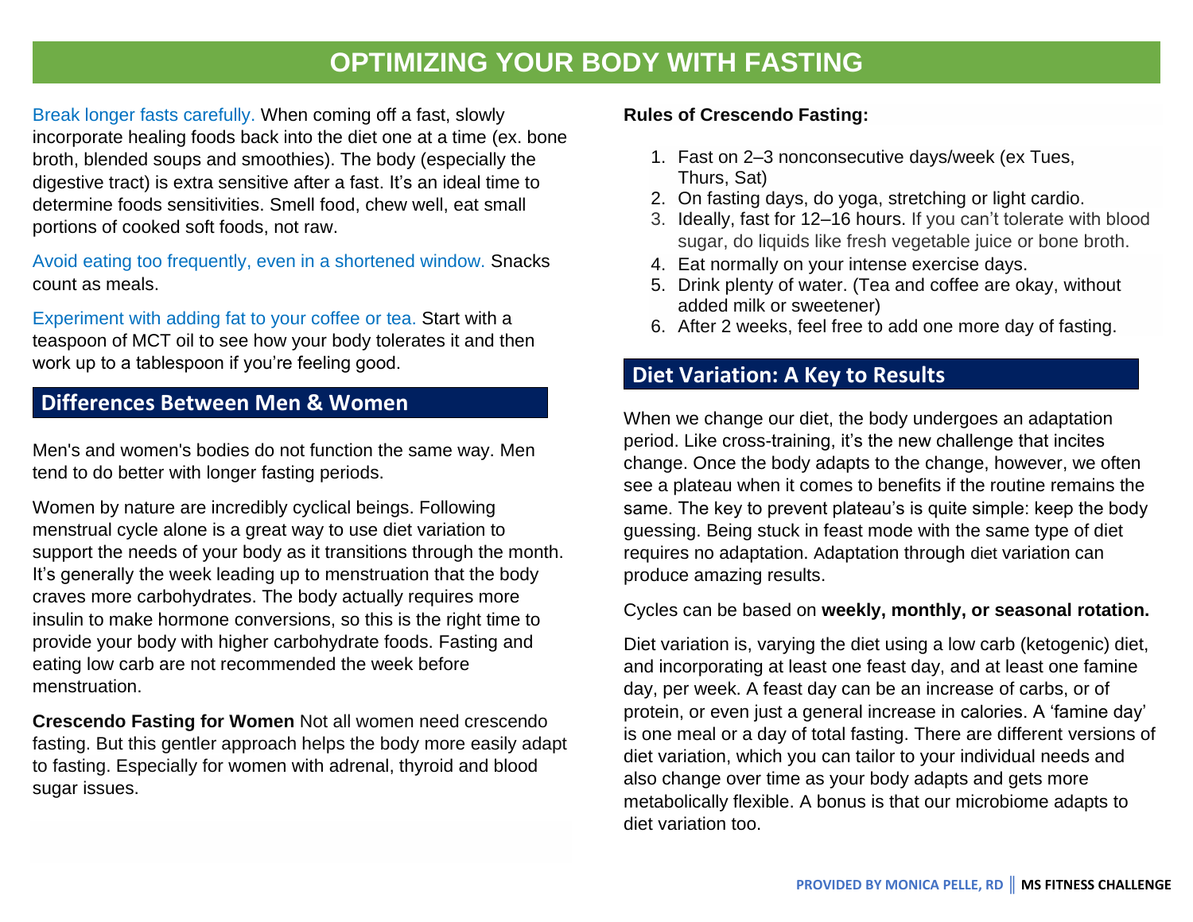# OPTIMIZING YOUR BODY WITH FASTING

Break longer fasts carefully. When coming off a fast, slowly incorporate healing foods back into the diet one at a time (ex. bone broth, blended soups and smoothies). The body (especially the digestive tract) is extra sensitive after a fast. It's an ideal time to determine foods sensitivities. Smell food, chew well, eat small portions of cooked soft foods, not raw.

Avoid eating too frequently, even in a shortened window. Snacks count as meals.

Experiment with adding fat to your coffee or tea. Start with a teaspoon of MCT oil to see how your body tolerates it and then work up to a tablespoon if you're feeling good.

## Differences Between Men & Women

Men's and women's bodies do not function the same way. Men tend to do better with longer fasting periods.

Women by nature are incredibly cyclical beings. Following menstrual cycle alone is a great way to use diet variation to support the needs of your body as it transitions through the month. It's generally the week leading up to menstruation that the body craves more carbohydrates. The body actually requires more insulin to make hormone conversions, so this is the right time to provide your body with higher carbohydrate foods. Fasting and eating low carb are not recommended the week before menstruation.

**Crescendo Fasting for Women** Not all women need crescendo fasting. But this gentler approach helps the body more easily adapt to fasting. Especially for women with adrenal, thyroid and blood sugar issues.

**Rules of Crescendo Fasting:**

1. Fast on 2–3 nonconsecutive days/week (ex Tues, Thurs, Sat)
2. On fasting days, do yoga, stretching or light cardio.
3. Ideally, fast for 12–16 hours. If you can't tolerate with blood sugar, do liquids like fresh vegetable juice or bone broth.
4. Eat normally on your intense exercise days.
5. Drink plenty of water. (Tea and coffee are okay, without added milk or sweetener)
6. After 2 weeks, feel free to add one more day of fasting.

## Diet Variation: A Key to Results

When we change our diet, the body undergoes an adaptation period. Like cross-training, it's the new challenge that incites change. Once the body adapts to the change, however, we often see a plateau when it comes to benefits if the routine remains the same. The key to prevent plateau's is quite simple: keep the body guessing. Being stuck in feast mode with the same type of diet requires no adaptation. Adaptation through diet variation can produce amazing results.

Cycles can be based on **weekly, monthly, or seasonal rotation.**

Diet variation is, varying the diet using a low carb (ketogenic) diet, and incorporating at least one feast day, and at least one famine day, per week. A feast day can be an increase of carbs, or of protein, or even just a general increase in calories. A 'famine day' is one meal or a day of total fasting. There are different versions of diet variation, which you can tailor to your individual needs and also change over time as your body adapts and gets more metabolically flexible. A bonus is that our microbiome adapts to diet variation too.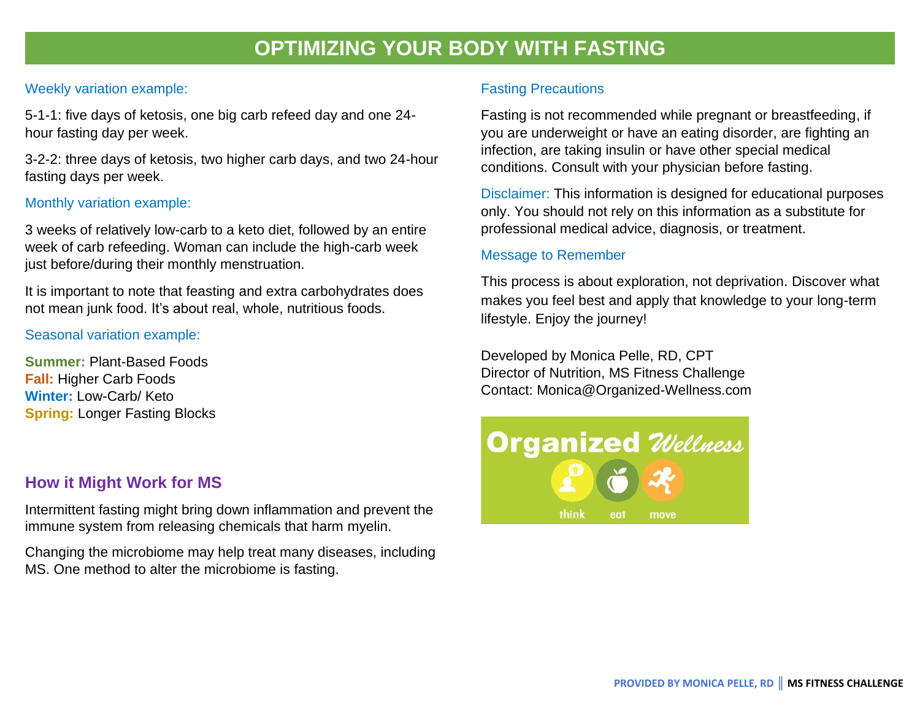# OPTIMIZING YOUR BODY WITH FASTING

## Weekly variation example:

5-1-1: five days of ketosis, one big carb refeed day and one 24-hour fasting day per week.

3-2-2: three days of ketosis, two higher carb days, and two 24-hour fasting days per week.

## Monthly variation example:

3 weeks of relatively low-carb to a keto diet, followed by an entire week of carb refeeding. Woman can include the high-carb week just before/during their monthly menstruation.

It is important to note that feasting and extra carbohydrates does not mean junk food. It's about real, whole, nutritious foods.

## Seasonal variation example:

**Summer:** Plant-Based Foods
**Fall:** Higher Carb Foods
**Winter:** Low-Carb/ Keto
**Spring:** Longer Fasting Blocks

## How it Might Work for MS

Intermittent fasting might bring down inflammation and prevent the immune system from releasing chemicals that harm myelin.

Changing the microbiome may help treat many diseases, including MS. One method to alter the microbiome is fasting.

## Fasting Precautions

Fasting is not recommended while pregnant or breastfeeding, if you are underweight or have an eating disorder, are fighting an infection, are taking insulin or have other special medical conditions. Consult with your physician before fasting.

Disclaimer: This information is designed for educational purposes only. You should not rely on this information as a substitute for professional medical advice, diagnosis, or treatment.

## Message to Remember

This process is about exploration, not deprivation. Discover what makes you feel best and apply that knowledge to your long-term lifestyle. Enjoy the journey!

Developed by Monica Pelle, RD, CPT
Director of Nutrition, MS Fitness Challenge
Contact: Monica@Organized-Wellness.com

Organized Wellness
think eat move